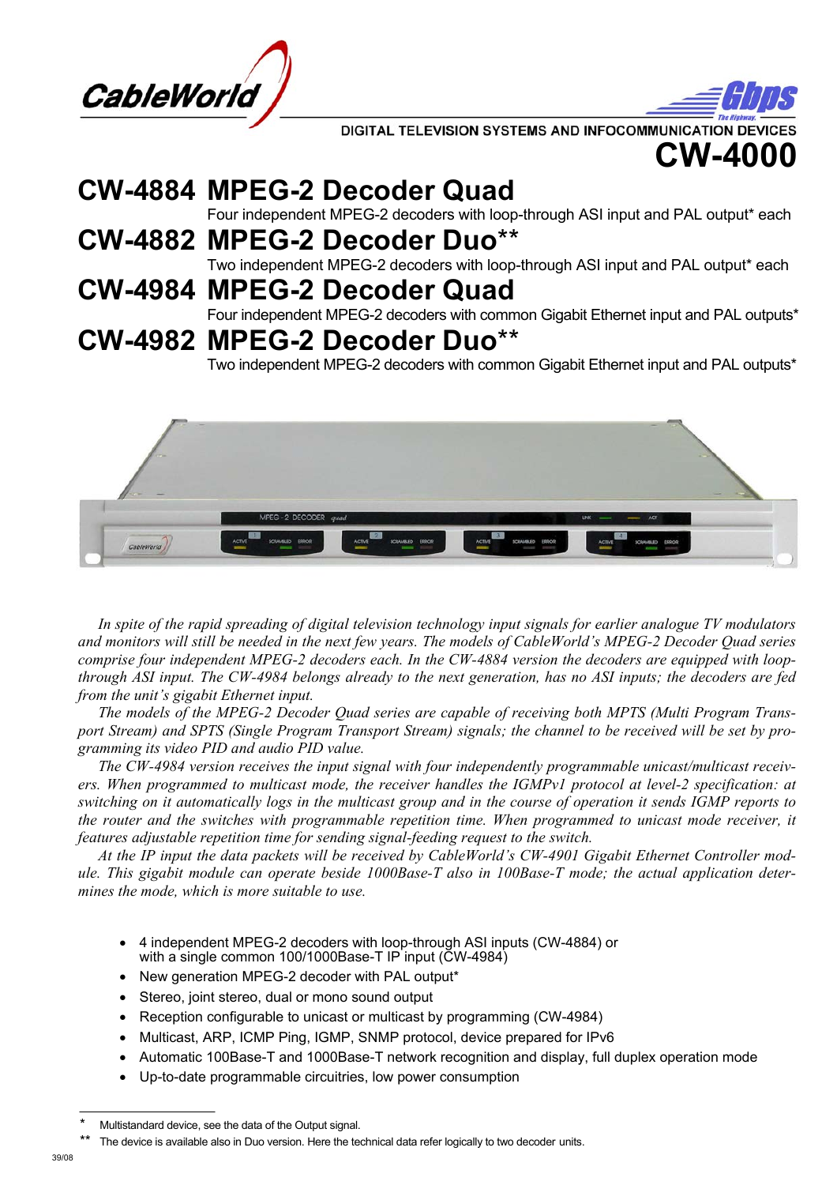DIGITAL TELEVISION SYSTEMS AND INFOCOMMUNICATION DEVICES

# CW-4000

## CW-4884 MPEG-2 Decoder Quad

Four independent MPEG-2 decoders with loop-through ASI input and PAL output* each

## CW-4882 MPEG-2 Decoder Duo**

Two independent MPEG-2 decoders with loop-through ASI input and PAL output* each

## CW-4984 MPEG-2 Decoder Quad

Four independent MPEG-2 decoders with common Gigabit Ethernet input and PAL outputs*

## CW-4982 MPEG-2 Decoder Duo**

Two independent MPEG-2 decoders with common Gigabit Ethernet input and PAL outputs*

*In spite of the rapid spreading of digital television technology input signals for earlier analogue TV modulators and monitors will still be needed in the next few years. The models of CableWorld's MPEG-2 Decoder Quad series comprise four independent MPEG-2 decoders each. In the CW-4884 version the decoders are equipped with loop-through ASI input. The CW-4984 belongs already to the next generation, has no ASI inputs; the decoders are fed from the unit's gigabit Ethernet input.*

*The models of the MPEG-2 Decoder Quad series are capable of receiving both MPTS (Multi Program Transport Stream) and SPTS (Single Program Transport Stream) signals; the channel to be received will be set by programming its video PID and audio PID value.*

*The CW-4984 version receives the input signal with four independently programmable unicast/multicast receivers. When programmed to multicast mode, the receiver handles the IGMPv1 protocol at level-2 specification: at switching on it automatically logs in the multicast group and in the course of operation it sends IGMP reports to the router and the switches with programmable repetition time. When programmed to unicast mode receiver, it features adjustable repetition time for sending signal-feeding request to the switch.*

*At the IP input the data packets will be received by CableWorld's CW-4901 Gigabit Ethernet Controller module. This gigabit module can operate beside 1000Base-T also in 100Base-T mode; the actual application determines the mode, which is more suitable to use.*

- 4 independent MPEG-2 decoders with loop-through ASI inputs (CW-4884) or with a single common 100/1000Base-T IP input (CW-4984)
- New generation MPEG-2 decoder with PAL output*
- Stereo, joint stereo, dual or mono sound output
- Reception configurable to unicast or multicast by programming (CW-4984)
- Multicast, ARP, ICMP Ping, IGMP, SNMP protocol, device prepared for IPv6
- Automatic 100Base-T and 1000Base-T network recognition and display, full duplex operation mode
- Up-to-date programmable circuitries, low power consumption

---

\* Multistandard device, see the data of the Output signal.

\*\* The device is available also in Duo version. Here the technical data refer logically to two decoder units.

39/08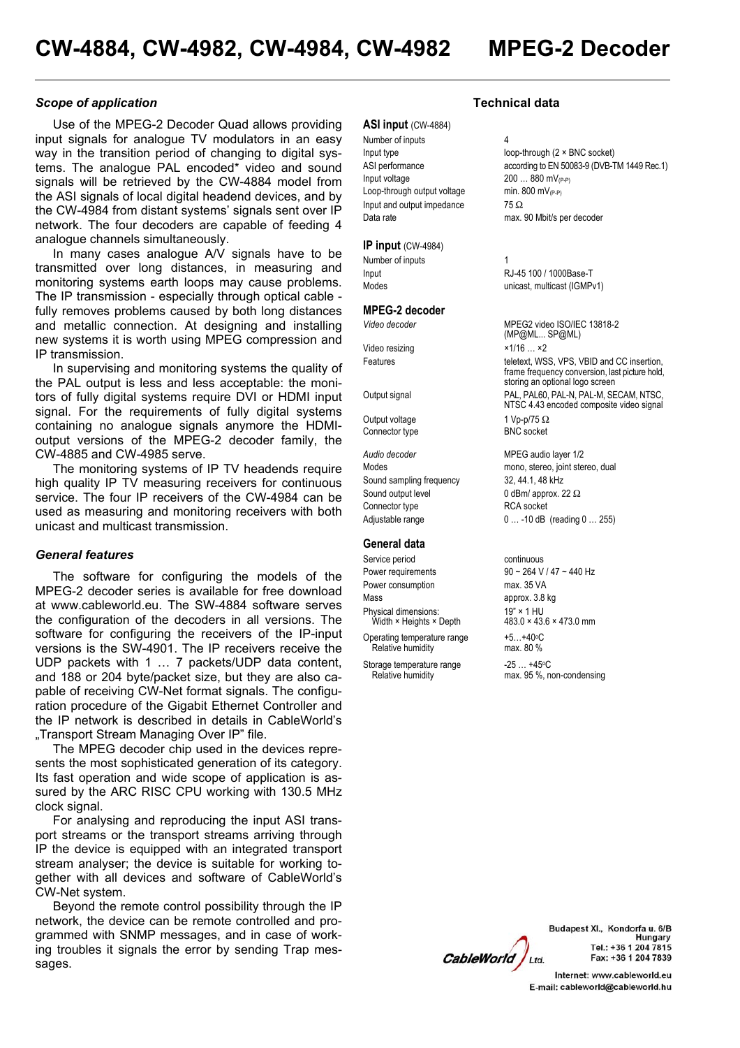# CW-4884, CW-4982, CW-4984, CW-4982 MPEG-2 Decoder

### *Scope of application*

Use of the MPEG-2 Decoder Quad allows providing input signals for analogue TV modulators in an easy way in the transition period of changing to digital systems. The analogue PAL encoded* video and sound signals will be retrieved by the CW-4884 model from the ASI signals of local digital headend devices, and by the CW-4984 from distant systems' signals sent over IP network. The four decoders are capable of feeding 4 analogue channels simultaneously.

In many cases analogue A/V signals have to be transmitted over long distances, in measuring and monitoring systems earth loops may cause problems. The IP transmission - especially through optical cable - fully removes problems caused by both long distances and metallic connection. At designing and installing new systems it is worth using MPEG compression and IP transmission.

In supervising and monitoring systems the quality of the PAL output is less and less acceptable: the monitors of fully digital systems require DVI or HDMI input signal. For the requirements of fully digital systems containing no analogue signals anymore the HDMI-output versions of the MPEG-2 decoder family, the CW-4885 and CW-4985 serve.

The monitoring systems of IP TV headends require high quality IP TV measuring receivers for continuous service. The four IP receivers of the CW-4984 can be used as measuring and monitoring receivers with both unicast and multicast transmission.

### *General features*

The software for configuring the models of the MPEG-2 decoder series is available for free download at www.cableworld.eu. The SW-4884 software serves the configuration of the decoders in all versions. The software for configuring the receivers of the IP-input versions is the SW-4901. The IP receivers receive the UDP packets with 1 … 7 packets/UDP data content, and 188 or 204 byte/packet size, but they are also capable of receiving CW-Net format signals. The configuration procedure of the Gigabit Ethernet Controller and the IP network is described in details in CableWorld's „Transport Stream Managing Over IP" file.

The MPEG decoder chip used in the devices represents the most sophisticated generation of its category. Its fast operation and wide scope of application is assured by the ARC RISC CPU working with 130.5 MHz clock signal.

For analysing and reproducing the input ASI transport streams or the transport streams arriving through IP the device is equipped with an integrated transport stream analyser; the device is suitable for working together with all devices and software of CableWorld's CW-Net system.

Beyond the remote control possibility through the IP network, the device can be remote controlled and programmed with SNMP messages, and in case of working troubles it signals the error by sending Trap messages.

## Technical data

**ASI input** (CW-4884)

| | |
|---|---|
| Number of inputs | 4 |
| Input type | loop-through (2 × BNC socket) |
| ASI performance | according to EN 50083-9 (DVB-TM 1449 Rec.1) |
| Input voltage | 200 … 880 $mV_{(P-P)}$ |
| Loop-through output voltage | min. 800 $mV_{(P-P)}$ |
| Input and output impedance | 75 Ω |
| Data rate | max. 90 Mbit/s per decoder |

**IP input** (CW-4984)

| | |
|---|---|
| Number of inputs | 1 |
| Input | RJ-45 100 / 1000Base-T |
| Modes | unicast, multicast (IGMPv1) |

**MPEG-2 decoder**

| | |
|---|---|
| *Video decoder* | MPEG2 video ISO/IEC 13818-2 (MP@ML... SP@ML) |
| Video resizing | ×1/16 … ×2 |
| Features | teletext, WSS, VPS, VBID and CC insertion, frame frequency conversion, last picture hold, storing an optional logo screen |
| Output signal | PAL, PAL60, PAL-N, PAL-M, SECAM, NTSC, NTSC 4.43 encoded composite video signal |
| Output voltage | 1 Vp-p/75 Ω |
| Connector type | BNC socket |
| *Audio decoder* | MPEG audio layer 1/2 |
| Modes | mono, stereo, joint stereo, dual |
| Sound sampling frequency | 32, 44.1, 48 kHz |
| Sound output level | 0 dBm/ approx. 22 Ω |
| Connector type | RCA socket |
| Adjustable range | 0 … -10 dB (reading 0 … 255) |

**General data**

| | |
|---|---|
| Service period | continuous |
| Power requirements | 90 ~ 264 V / 47 ~ 440 Hz |
| Power consumption | max. 35 VA |
| Mass | approx. 3.8 kg |
| Physical dimensions: Width × Heights × Depth | 19" × 1 HU 483.0 × 43.6 × 473.0 mm |
| Operating temperature range | +5…+40°C |
| Relative humidity | max. 80 % |
| Storage temperature range | -25 … +45°C |
| Relative humidity | max. 95 %, non-condensing |

CableWorld Ltd.
Budapest XI., Kondorfa u. 6/B
Hungary
Tel.: +36 1 204 7815
Fax: +36 1 204 7839
Internet: www.cableworld.eu
E-mail: cableworld@cableworld.hu